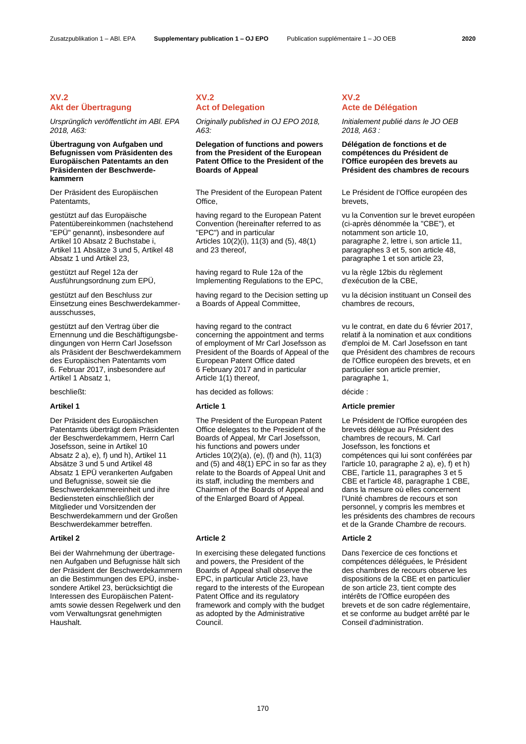## XV.2
## Akt der Übertragung

*Ursprünglich veröffentlicht im ABl. EPA 2018, A63:*

**Übertragung von Aufgaben und Befugnissen vom Präsidenten des Europäischen Patentamts an den Präsidenten der Beschwerdekammern**

Der Präsident des Europäischen Patentamts,

gestützt auf das Europäische Patentübereinkommen (nachstehend "EPÜ" genannt), insbesondere auf Artikel 10 Absatz 2 Buchstabe i, Artikel 11 Absätze 3 und 5, Artikel 48 Absatz 1 und Artikel 23,

gestützt auf Regel 12a der Ausführungsordnung zum EPÜ,

gestützt auf den Beschluss zur Einsetzung eines Beschwerdekammerausschusses,

gestützt auf den Vertrag über die Ernennung und die Beschäftigungsbedingungen von Herrn Carl Josefsson als Präsident der Beschwerdekammern des Europäischen Patentamts vom 6. Februar 2017, insbesondere auf Artikel 1 Absatz 1,

beschließt:

**Artikel 1**

Der Präsident des Europäischen Patentamts überträgt dem Präsidenten der Beschwerdekammern, Herrn Carl Josefsson, seine in Artikel 10 Absatz 2 a), e), f) und h), Artikel 11 Absätze 3 und 5 und Artikel 48 Absatz 1 EPÜ verankerten Aufgaben und Befugnisse, soweit sie die Beschwerdekammereinheit und ihre Bediensteten einschließlich der Mitglieder und Vorsitzenden der Beschwerdekammern und der Großen Beschwerdekammer betreffen.

**Artikel 2**

Bei der Wahrnehmung der übertragenen Aufgaben und Befugnisse hält sich der Präsident der Beschwerdekammern an die Bestimmungen des EPÜ, insbesondere Artikel 23, berücksichtigt die Interessen des Europäischen Patentamts sowie dessen Regelwerk und den vom Verwaltungsrat genehmigten Haushalt.

## XV.2
## Act of Delegation

*Originally published in OJ EPO 2018, A63:*

**Delegation of functions and powers from the President of the European Patent Office to the President of the Boards of Appeal**

The President of the European Patent Office,

having regard to the European Patent Convention (hereinafter referred to as "EPC") and in particular Articles 10(2)(i), 11(3) and (5), 48(1) and 23 thereof,

having regard to Rule 12a of the Implementing Regulations to the EPC,

having regard to the Decision setting up a Boards of Appeal Committee,

having regard to the contract concerning the appointment and terms of employment of Mr Carl Josefsson as President of the Boards of Appeal of the European Patent Office dated 6 February 2017 and in particular Article 1(1) thereof,

has decided as follows:

**Article 1**

The President of the European Patent Office delegates to the President of the Boards of Appeal, Mr Carl Josefsson, his functions and powers under Articles 10(2)(a), (e), (f) and (h), 11(3) and (5) and 48(1) EPC in so far as they relate to the Boards of Appeal Unit and its staff, including the members and Chairmen of the Boards of Appeal and of the Enlarged Board of Appeal.

**Article 2**

In exercising these delegated functions and powers, the President of the Boards of Appeal shall observe the EPC, in particular Article 23, have regard to the interests of the European Patent Office and its regulatory framework and comply with the budget as adopted by the Administrative Council.

## XV.2
## Acte de Délégation

*Initialement publié dans le JO OEB 2018, A63 :*

**Délégation de fonctions et de compétences du Président de l'Office européen des brevets au Président des chambres de recours**

Le Président de l'Office européen des brevets,

vu la Convention sur le brevet européen (ci-après dénommée la "CBE"), et notamment son article 10, paragraphe 2, lettre i, son article 11, paragraphes 3 et 5, son article 48, paragraphe 1 et son article 23,

vu la règle 12bis du règlement d'exécution de la CBE,

vu la décision instituant un Conseil des chambres de recours,

vu le contrat, en date du 6 février 2017, relatif à la nomination et aux conditions d'emploi de M. Carl Josefsson en tant que Président des chambres de recours de l'Office européen des brevets, et en particulier son article premier, paragraphe 1,

décide :

**Article premier**

Le Président de l'Office européen des brevets délègue au Président des chambres de recours, M. Carl Josefsson, les fonctions et compétences qui lui sont conférées par l'article 10, paragraphe 2 a), e), f) et h) CBE, l'article 11, paragraphes 3 et 5 CBE et l'article 48, paragraphe 1 CBE, dans la mesure où elles concernent l'Unité chambres de recours et son personnel, y compris les membres et les présidents des chambres de recours et de la Grande Chambre de recours.

**Article 2**

Dans l'exercice de ces fonctions et compétences déléguées, le Président des chambres de recours observe les dispositions de la CBE et en particulier de son article 23, tient compte des intérêts de l'Office européen des brevets et de son cadre réglementaire, et se conforme au budget arrêté par le Conseil d'administration.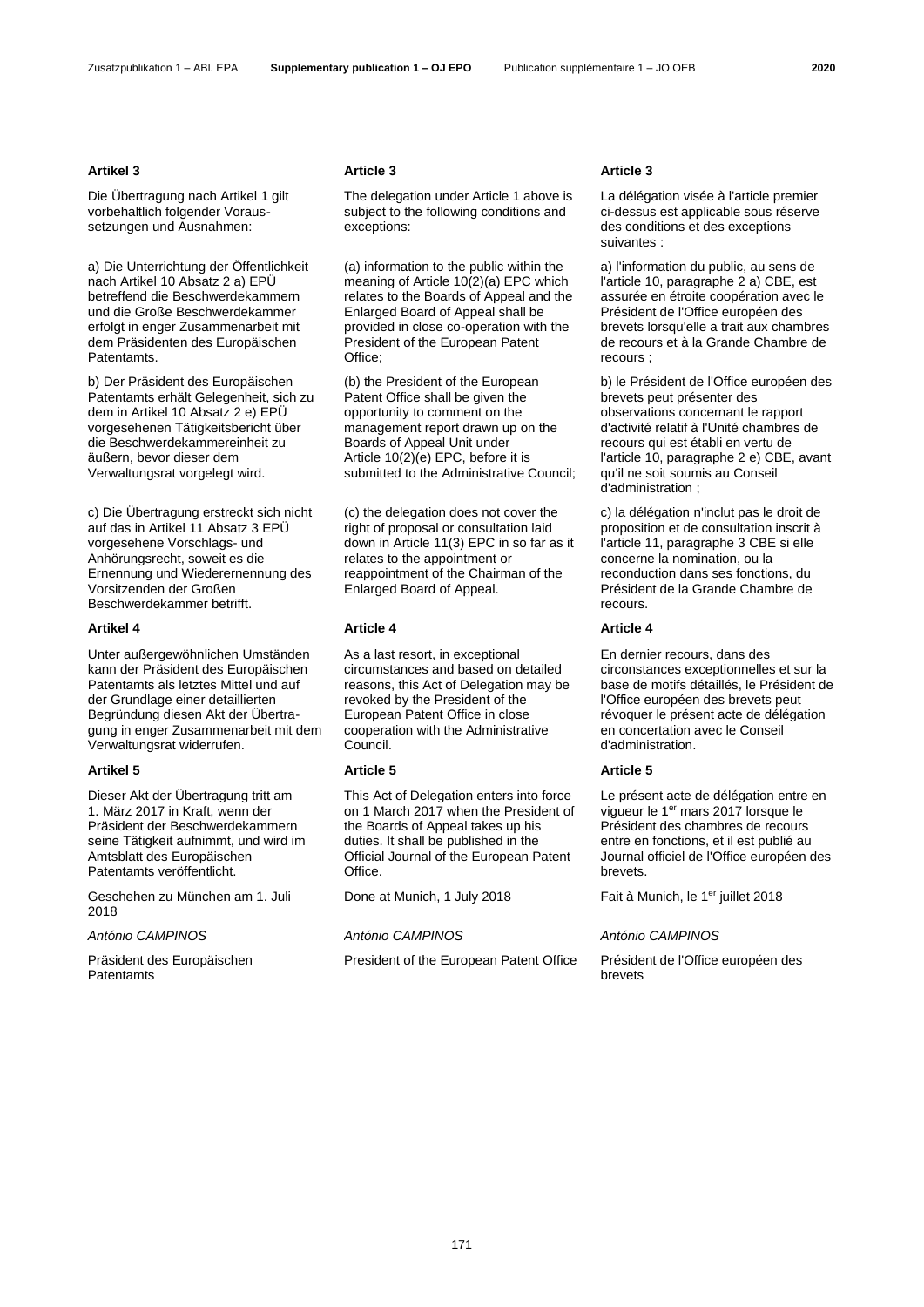### Artikel 3

Die Übertragung nach Artikel 1 gilt vorbehaltlich folgender Voraussetzungen und Ausnahmen:

a) Die Unterrichtung der Öffentlichkeit nach Artikel 10 Absatz 2 a) EPÜ betreffend die Beschwerdekammern und die Große Beschwerdekammer erfolgt in enger Zusammenarbeit mit dem Präsidenten des Europäischen Patentamts.

b) Der Präsident des Europäischen Patentamts erhält Gelegenheit, sich zu dem in Artikel 10 Absatz 2 e) EPÜ vorgesehenen Tätigkeitsbericht über die Beschwerdekammereinheit zu äußern, bevor dieser dem Verwaltungsrat vorgelegt wird.

c) Die Übertragung erstreckt sich nicht auf das in Artikel 11 Absatz 3 EPÜ vorgesehene Vorschlags- und Anhörungsrecht, soweit es die Ernennung und Wiederernennung des Vorsitzenden der Großen Beschwerdekammer betrifft.

### Artikel 4

Unter außergewöhnlichen Umständen kann der Präsident des Europäischen Patentamts als letztes Mittel und auf der Grundlage einer detaillierten Begründung diesen Akt der Übertragung in enger Zusammenarbeit mit dem Verwaltungsrat widerrufen.

### Artikel 5

Dieser Akt der Übertragung tritt am 1. März 2017 in Kraft, wenn der Präsident der Beschwerdekammern seine Tätigkeit aufnimmt, und wird im Amtsblatt des Europäischen Patentamts veröffentlicht.

Geschehen zu München am 1. Juli 2018

*António CAMPINOS*

Präsident des Europäischen Patentamts

### Article 3

The delegation under Article 1 above is subject to the following conditions and exceptions:

(a) information to the public within the meaning of Article 10(2)(a) EPC which relates to the Boards of Appeal and the Enlarged Board of Appeal shall be provided in close co-operation with the President of the European Patent Office;

(b) the President of the European Patent Office shall be given the opportunity to comment on the management report drawn up on the Boards of Appeal Unit under Article 10(2)(e) EPC, before it is submitted to the Administrative Council;

(c) the delegation does not cover the right of proposal or consultation laid down in Article 11(3) EPC in so far as it relates to the appointment or reappointment of the Chairman of the Enlarged Board of Appeal.

### Article 4

As a last resort, in exceptional circumstances and based on detailed reasons, this Act of Delegation may be revoked by the President of the European Patent Office in close cooperation with the Administrative Council.

### Article 5

This Act of Delegation enters into force on 1 March 2017 when the President of the Boards of Appeal takes up his duties. It shall be published in the Official Journal of the European Patent Office.

Done at Munich, 1 July 2018

*António CAMPINOS*

President of the European Patent Office

### Article 3

La délégation visée à l'article premier ci-dessus est applicable sous réserve des conditions et des exceptions suivantes :

a) l'information du public, au sens de l'article 10, paragraphe 2 a) CBE, est assurée en étroite coopération avec le Président de l'Office européen des brevets lorsqu'elle a trait aux chambres de recours et à la Grande Chambre de recours ;

b) le Président de l'Office européen des brevets peut présenter des observations concernant le rapport d'activité relatif à l'Unité chambres de recours qui est établi en vertu de l'article 10, paragraphe 2 e) CBE, avant qu'il ne soit soumis au Conseil d'administration ;

c) la délégation n'inclut pas le droit de proposition et de consultation inscrit à l'article 11, paragraphe 3 CBE si elle concerne la nomination, ou la reconduction dans ses fonctions, du Président de la Grande Chambre de recours.

### Article 4

En dernier recours, dans des circonstances exceptionnelles et sur la base de motifs détaillés, le Président de l'Office européen des brevets peut révoquer le présent acte de délégation en concertation avec le Conseil d'administration.

### Article 5

Le présent acte de délégation entre en vigueur le 1er mars 2017 lorsque le Président des chambres de recours entre en fonctions, et il est publié au Journal officiel de l'Office européen des brevets.

Fait à Munich, le 1er juillet 2018

*António CAMPINOS*

Président de l'Office européen des brevets